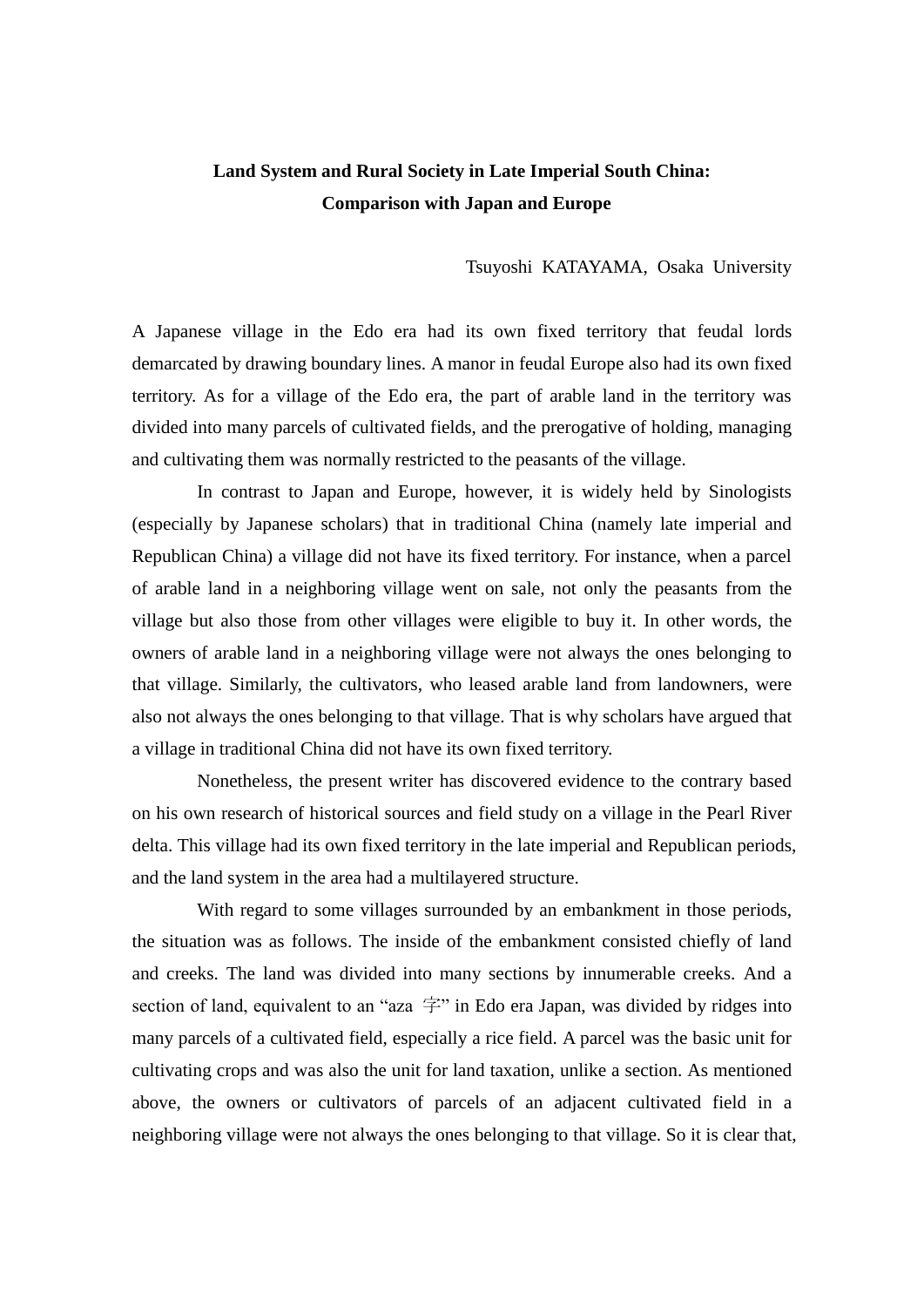# Land System and Rural Society in Late Imperial South China: Comparison with Japan and Europe

Tsuyoshi KATAYAMA, Osaka University

A Japanese village in the Edo era had its own fixed territory that feudal lords demarcated by drawing boundary lines. A manor in feudal Europe also had its own fixed territory. As for a village of the Edo era, the part of arable land in the territory was divided into many parcels of cultivated fields, and the prerogative of holding, managing and cultivating them was normally restricted to the peasants of the village.

In contrast to Japan and Europe, however, it is widely held by Sinologists (especially by Japanese scholars) that in traditional China (namely late imperial and Republican China) a village did not have its fixed territory. For instance, when a parcel of arable land in a neighboring village went on sale, not only the peasants from the village but also those from other villages were eligible to buy it. In other words, the owners of arable land in a neighboring village were not always the ones belonging to that village. Similarly, the cultivators, who leased arable land from landowners, were also not always the ones belonging to that village. That is why scholars have argued that a village in traditional China did not have its own fixed territory.

Nonetheless, the present writer has discovered evidence to the contrary based on his own research of historical sources and field study on a village in the Pearl River delta. This village had its own fixed territory in the late imperial and Republican periods, and the land system in the area had a multilayered structure.

With regard to some villages surrounded by an embankment in those periods, the situation was as follows. The inside of the embankment consisted chiefly of land and creeks. The land was divided into many sections by innumerable creeks. And a section of land, equivalent to an "aza 字" in Edo era Japan, was divided by ridges into many parcels of a cultivated field, especially a rice field. A parcel was the basic unit for cultivating crops and was also the unit for land taxation, unlike a section. As mentioned above, the owners or cultivators of parcels of an adjacent cultivated field in a neighboring village were not always the ones belonging to that village. So it is clear that,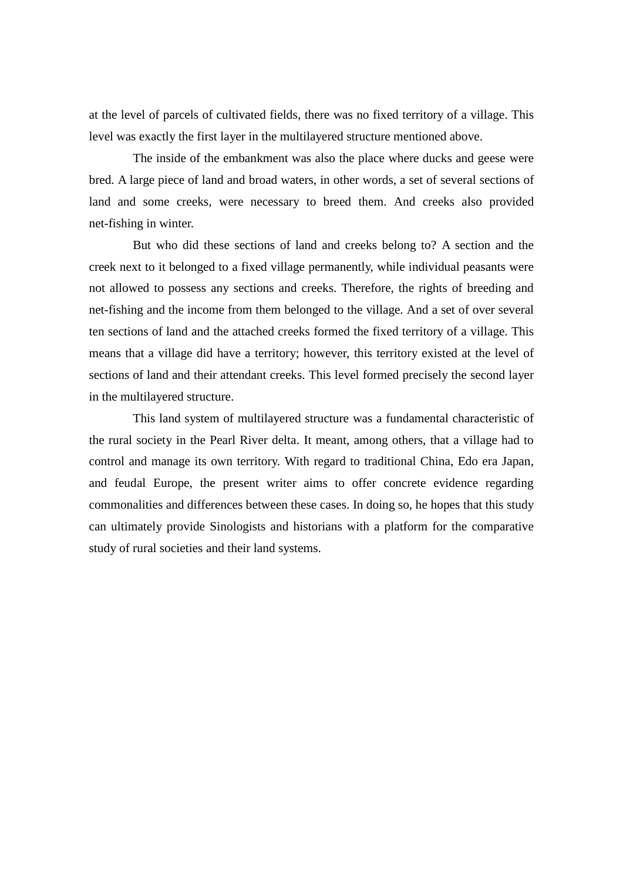at the level of parcels of cultivated fields, there was no fixed territory of a village. This level was exactly the first layer in the multilayered structure mentioned above.

The inside of the embankment was also the place where ducks and geese were bred. A large piece of land and broad waters, in other words, a set of several sections of land and some creeks, were necessary to breed them. And creeks also provided net-fishing in winter.

But who did these sections of land and creeks belong to? A section and the creek next to it belonged to a fixed village permanently, while individual peasants were not allowed to possess any sections and creeks. Therefore, the rights of breeding and net-fishing and the income from them belonged to the village. And a set of over several ten sections of land and the attached creeks formed the fixed territory of a village. This means that a village did have a territory; however, this territory existed at the level of sections of land and their attendant creeks. This level formed precisely the second layer in the multilayered structure.

This land system of multilayered structure was a fundamental characteristic of the rural society in the Pearl River delta. It meant, among others, that a village had to control and manage its own territory. With regard to traditional China, Edo era Japan, and feudal Europe, the present writer aims to offer concrete evidence regarding commonalities and differences between these cases. In doing so, he hopes that this study can ultimately provide Sinologists and historians with a platform for the comparative study of rural societies and their land systems.